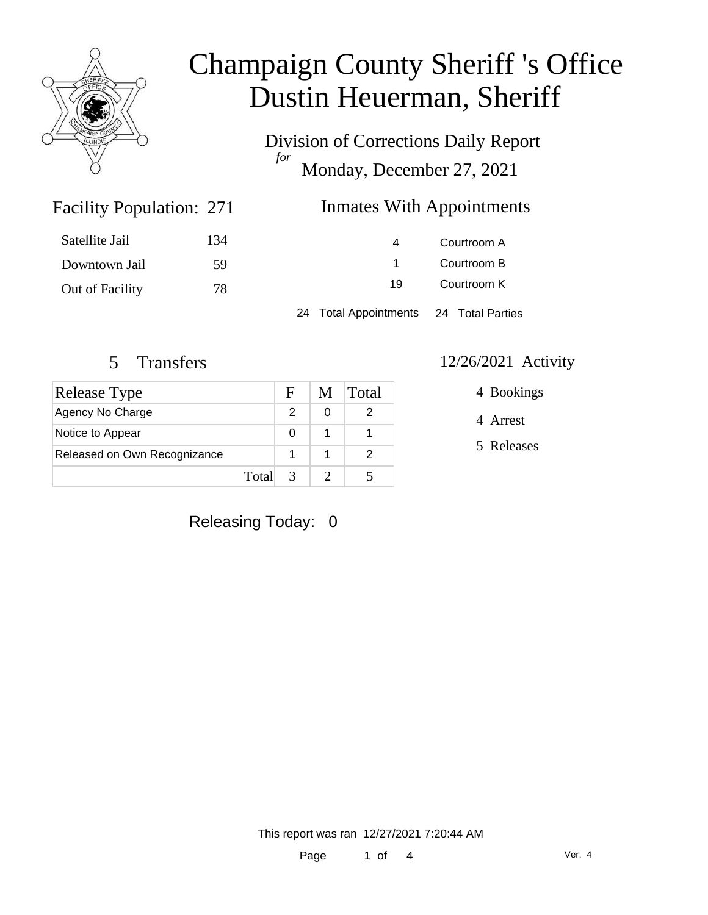# Champaign County Sheriff 's Office
# Dustin Heuerman, Sheriff

Division of Corrections Daily Report
*for*
Monday, December 27, 2021

## Facility Population: 271

| | |
|---|---|
| Satellite Jail | 134 |
| Downtown Jail | 59 |
| Out of Facility | 78 |

## Inmates With Appointments

| | |
|---|---|
| 4 | Courtroom A |
| 1 | Courtroom B |
| 19 | Courtroom K |

24 Total Appointments 24 Total Parties

## 5 Transfers

| Release Type | F | M | Total |
|---|---|---|---|
| Agency No Charge | 2 | 0 | 2 |
| Notice to Appear | 0 | 1 | 1 |
| Released on Own Recognizance | 1 | 1 | 2 |
| Total | 3 | 2 | 5 |

## 12/26/2021 Activity

4 Bookings

4 Arrest

5 Releases

Releasing Today: 0

This report was ran 12/27/2021 7:20:44 AM

Ver. 4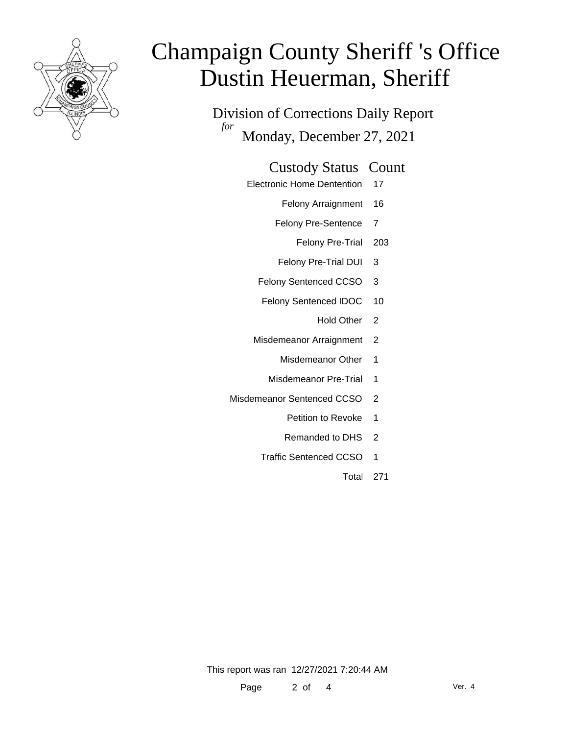# Champaign County Sheriff 's Office
# Dustin Heuerman, Sheriff

Division of Corrections Daily Report

*for*

Monday, December 27, 2021

| Custody Status | Count |
|---|---|
| Electronic Home Dentention | 17 |
| Felony Arraignment | 16 |
| Felony Pre-Sentence | 7 |
| Felony Pre-Trial | 203 |
| Felony Pre-Trial DUI | 3 |
| Felony Sentenced CCSO | 3 |
| Felony Sentenced IDOC | 10 |
| Hold Other | 2 |
| Misdemeanor Arraignment | 2 |
| Misdemeanor Other | 1 |
| Misdemeanor Pre-Trial | 1 |
| Misdemeanor Sentenced CCSO | 2 |
| Petition to Revoke | 1 |
| Remanded to DHS | 2 |
| Traffic Sentenced CCSO | 1 |
| Total | 271 |

This report was ran 12/27/2021 7:20:44 AM

Ver. 4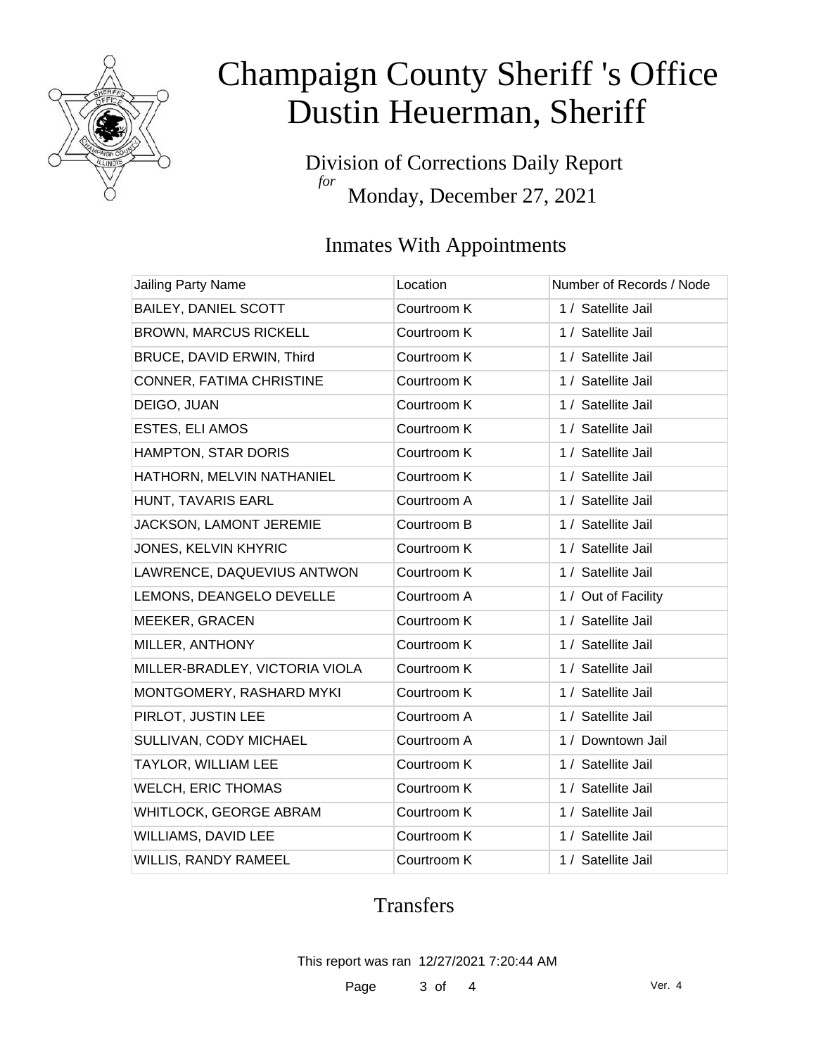# Champaign County Sheriff 's Office
# Dustin Heuerman, Sheriff

Division of Corrections Daily Report
*for*
Monday, December 27, 2021

## Inmates With Appointments

| Jailing Party Name | Location | Number of Records / Node |
|---|---|---|
| BAILEY, DANIEL SCOTT | Courtroom K | 1 / Satellite Jail |
| BROWN, MARCUS RICKELL | Courtroom K | 1 / Satellite Jail |
| BRUCE, DAVID ERWIN, Third | Courtroom K | 1 / Satellite Jail |
| CONNER, FATIMA CHRISTINE | Courtroom K | 1 / Satellite Jail |
| DEIGO, JUAN | Courtroom K | 1 / Satellite Jail |
| ESTES, ELI AMOS | Courtroom K | 1 / Satellite Jail |
| HAMPTON, STAR DORIS | Courtroom K | 1 / Satellite Jail |
| HATHORN, MELVIN NATHANIEL | Courtroom K | 1 / Satellite Jail |
| HUNT, TAVARIS EARL | Courtroom A | 1 / Satellite Jail |
| JACKSON, LAMONT JEREMIE | Courtroom B | 1 / Satellite Jail |
| JONES, KELVIN KHYRIC | Courtroom K | 1 / Satellite Jail |
| LAWRENCE, DAQUEVIUS ANTWON | Courtroom K | 1 / Satellite Jail |
| LEMONS, DEANGELO DEVELLE | Courtroom A | 1 / Out of Facility |
| MEEKER, GRACEN | Courtroom K | 1 / Satellite Jail |
| MILLER, ANTHONY | Courtroom K | 1 / Satellite Jail |
| MILLER-BRADLEY, VICTORIA VIOLA | Courtroom K | 1 / Satellite Jail |
| MONTGOMERY, RASHARD MYKI | Courtroom K | 1 / Satellite Jail |
| PIRLOT, JUSTIN LEE | Courtroom A | 1 / Satellite Jail |
| SULLIVAN, CODY MICHAEL | Courtroom A | 1 / Downtown Jail |
| TAYLOR, WILLIAM LEE | Courtroom K | 1 / Satellite Jail |
| WELCH, ERIC THOMAS | Courtroom K | 1 / Satellite Jail |
| WHITLOCK, GEORGE ABRAM | Courtroom K | 1 / Satellite Jail |
| WILLIAMS, DAVID LEE | Courtroom K | 1 / Satellite Jail |
| WILLIS, RANDY RAMEEL | Courtroom K | 1 / Satellite Jail |

## Transfers

This report was ran 12/27/2021 7:20:44 AM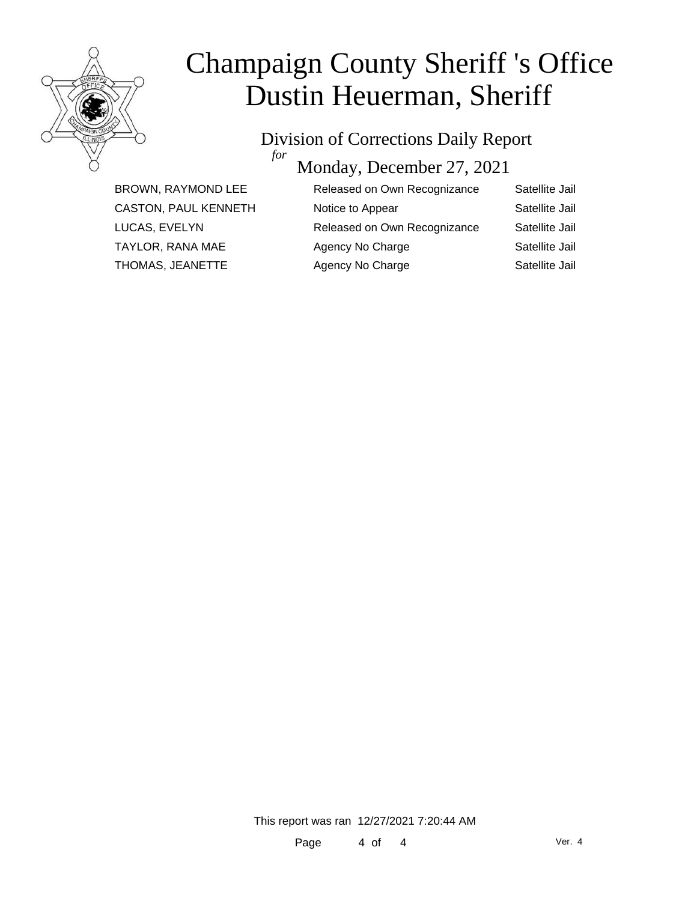# Champaign County Sheriff 's Office
# Dustin Heuerman, Sheriff

## Division of Corrections Daily Report
*for*
## Monday, December 27, 2021

| | | |
|---|---|---|
| BROWN, RAYMOND LEE | Released on Own Recognizance | Satellite Jail |
| CASTON, PAUL KENNETH | Notice to Appear | Satellite Jail |
| LUCAS, EVELYN | Released on Own Recognizance | Satellite Jail |
| TAYLOR, RANA MAE | Agency No Charge | Satellite Jail |
| THOMAS, JEANETTE | Agency No Charge | Satellite Jail |

This report was ran 12/27/2021 7:20:44 AM

Ver. 4